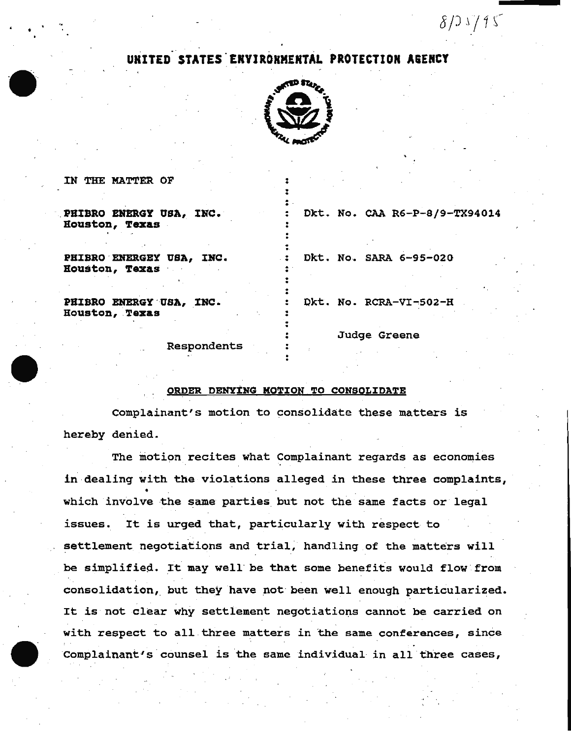8/25/95

# UNITED STATES ENVIRONMENTAL PROTECTION AGENCY

| | |
|---|---|
| IN THE MATTER OF | |
| PHIBRO ENERGY USA, INC.<br>Houston, Texas | Dkt. No. CAA R6-P-8/9-TX94014 |
| PHIBRO ENERGEY USA, INC.<br>Houston, Texas | Dkt. No. SARA 6-95-020 |
| PHIBRO ENERGY USA, INC.<br>Houston, Texas | Dkt. No. RCRA-VI-502-H |
| Respondents | Judge Greene |

## ORDER DENYING MOTION TO CONSOLIDATE

Complainant's motion to consolidate these matters is hereby denied.

The motion recites what Complainant regards as economies in dealing with the violations alleged in these three complaints, which involve the same parties but not the same facts or legal issues. It is urged that, particularly with respect to settlement negotiations and trial, handling of the matters will be simplified. It may well be that some benefits would flow from consolidation, but they have not been well enough particularized. It is not clear why settlement negotiations cannot be carried on with respect to all three matters in the same conferences, since Complainant's counsel is the same individual in all three cases,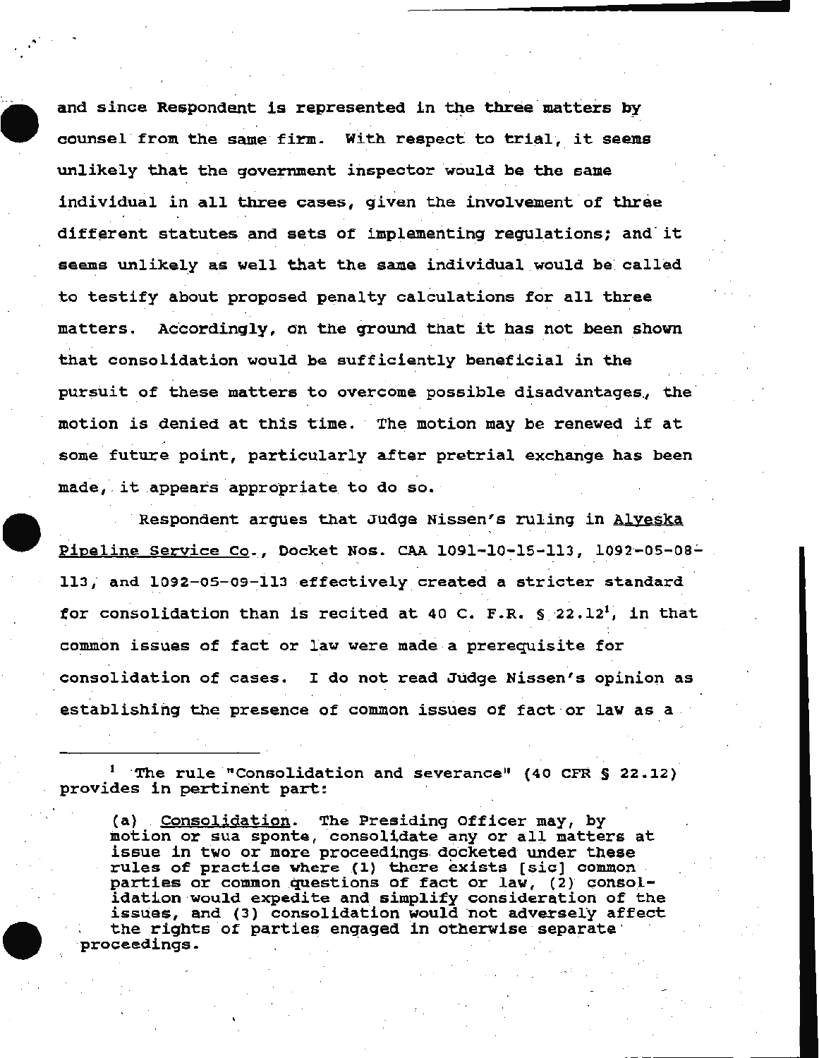and since Respondent is represented in the three matters by counsel from the same firm. With respect to trial, it seems unlikely that the government inspector would be the same individual in all three cases, given the involvement of three different statutes and sets of implementing regulations; and it seems unlikely as well that the same individual would be called to testify about proposed penalty calculations for all three matters. Accordingly, on the ground that it has not been shown that consolidation would be sufficiently beneficial in the pursuit of these matters to overcome possible disadvantages, the motion is denied at this time. The motion may be renewed if at some future point, particularly after pretrial exchange has been made, it appears appropriate to do so.

Respondent argues that Judge Nissen's ruling in Alyeska Pipeline Service Co., Docket Nos. CAA 1091-10-15-113, 1092-05-08-113, and 1092-05-09-113 effectively created a stricter standard for consolidation than is recited at 40 C. F.R. § 22.12[1], in that common issues of fact or law were made a prerequisite for consolidation of cases. I do not read Judge Nissen's opinion as establishing the presence of common issues of fact or law as a

---

[1] The rule "Consolidation and severance" (40 CFR § 22.12) provides in pertinent part:

> (a) Consolidation. The Presiding Officer may, by motion or sua sponte, consolidate any or all matters at issue in two or more proceedings docketed under these rules of practice where (1) there exists [sic] common parties or common questions of fact or law, (2) consolidation would expedite and simplify consideration of the issues, and (3) consolidation would not adversely affect the rights of parties engaged in otherwise separate proceedings.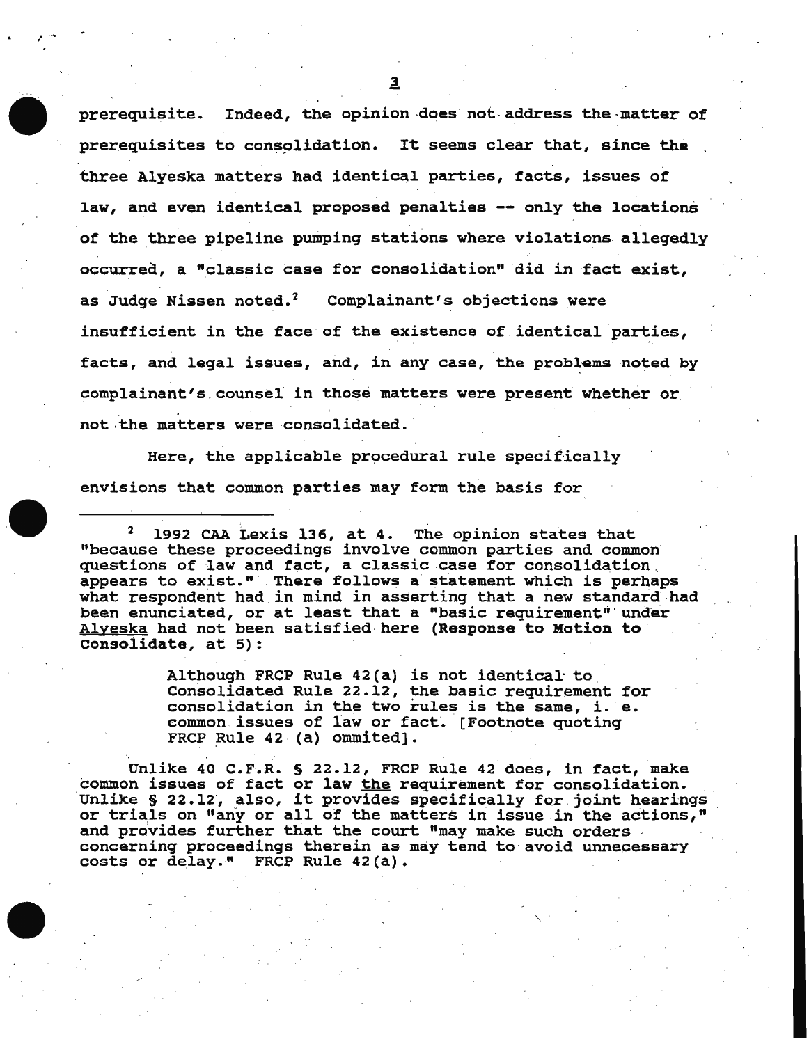prerequisite. Indeed, the opinion does not address the matter of prerequisites to consolidation. It seems clear that, since the three Alyeska matters had identical parties, facts, issues of law, and even identical proposed penalties -- only the locations of the three pipeline pumping stations where violations allegedly occurred, a "classic case for consolidation" did in fact exist, as Judge Nissen noted.[2] Complainant's objections were insufficient in the face of the existence of identical parties, facts, and legal issues, and, in any case, the problems noted by complainant's counsel in those matters were present whether or not the matters were consolidated.

Here, the applicable procedural rule specifically envisions that common parties may form the basis for

---

[2] 1992 CAA Lexis 136, at 4. The opinion states that "because these proceedings involve common parties and common questions of law and fact, a classic case for consolidation appears to exist." There follows a statement which is perhaps what respondent had in mind in asserting that a new standard had been enunciated, or at least that a "basic requirement" under Alyeska had not been satisfied here (**Response to Motion to Consolidate**, at 5):

> Although FRCP Rule 42(a) is not identical to Consolidated Rule 22.12, the basic requirement for consolidation in the two rules is the same, i. e. common issues of law or fact. [Footnote quoting FRCP Rule 42 (a) ommited].

Unlike 40 C.F.R. § 22.12, FRCP Rule 42 does, in fact, make common issues of fact or law <u>the</u> requirement for consolidation. Unlike § 22.12, also, it provides specifically for joint hearings or trials on "any or all of the matters in issue in the actions," and provides further that the court "may make such orders concerning proceedings therein as may tend to avoid unnecessary costs or delay." FRCP Rule 42(a).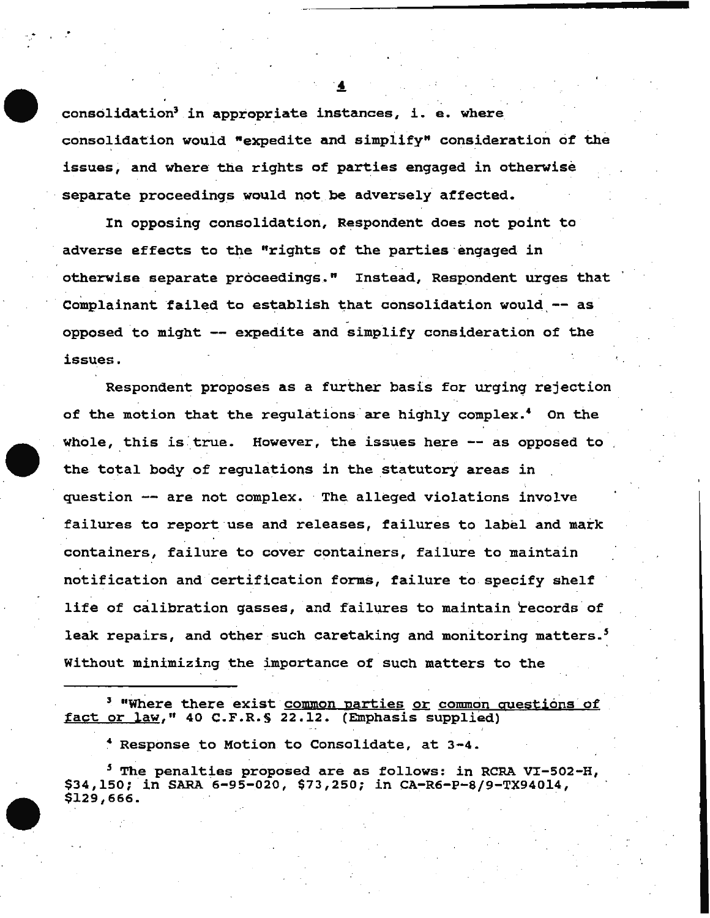consolidation[3] in appropriate instances, i. e. where consolidation would "expedite and simplify" consideration of the issues, and where the rights of parties engaged in otherwise separate proceedings would not be adversely affected.

In opposing consolidation, Respondent does not point to adverse effects to the "rights of the parties engaged in otherwise separate proceedings." Instead, Respondent urges that Complainant failed to establish that consolidation would -- as opposed to might -- expedite and simplify consideration of the issues.

Respondent proposes as a further basis for urging rejection of the motion that the regulations are highly complex.[4] On the whole, this is true. However, the issues here -- as opposed to the total body of regulations in the statutory areas in question -- are not complex. The alleged violations involve failures to report use and releases, failures to label and mark containers, failure to cover containers, failure to maintain notification and certification forms, failure to specify shelf life of calibration gasses, and failures to maintain records of leak repairs, and other such caretaking and monitoring matters.[5] Without minimizing the importance of such matters to the

---

[3] "Where there exist <u>common parties</u> or <u>common questions of fact or law</u>," 40 C.F.R.§ 22.12. (Emphasis supplied)

[4] Response to Motion to Consolidate, at 3-4.

[5] The penalties proposed are as follows: in RCRA VI-502-H, $34,150; in SARA 6-95-020, $73,250; in CA-R6-P-8/9-TX94014, $129,666.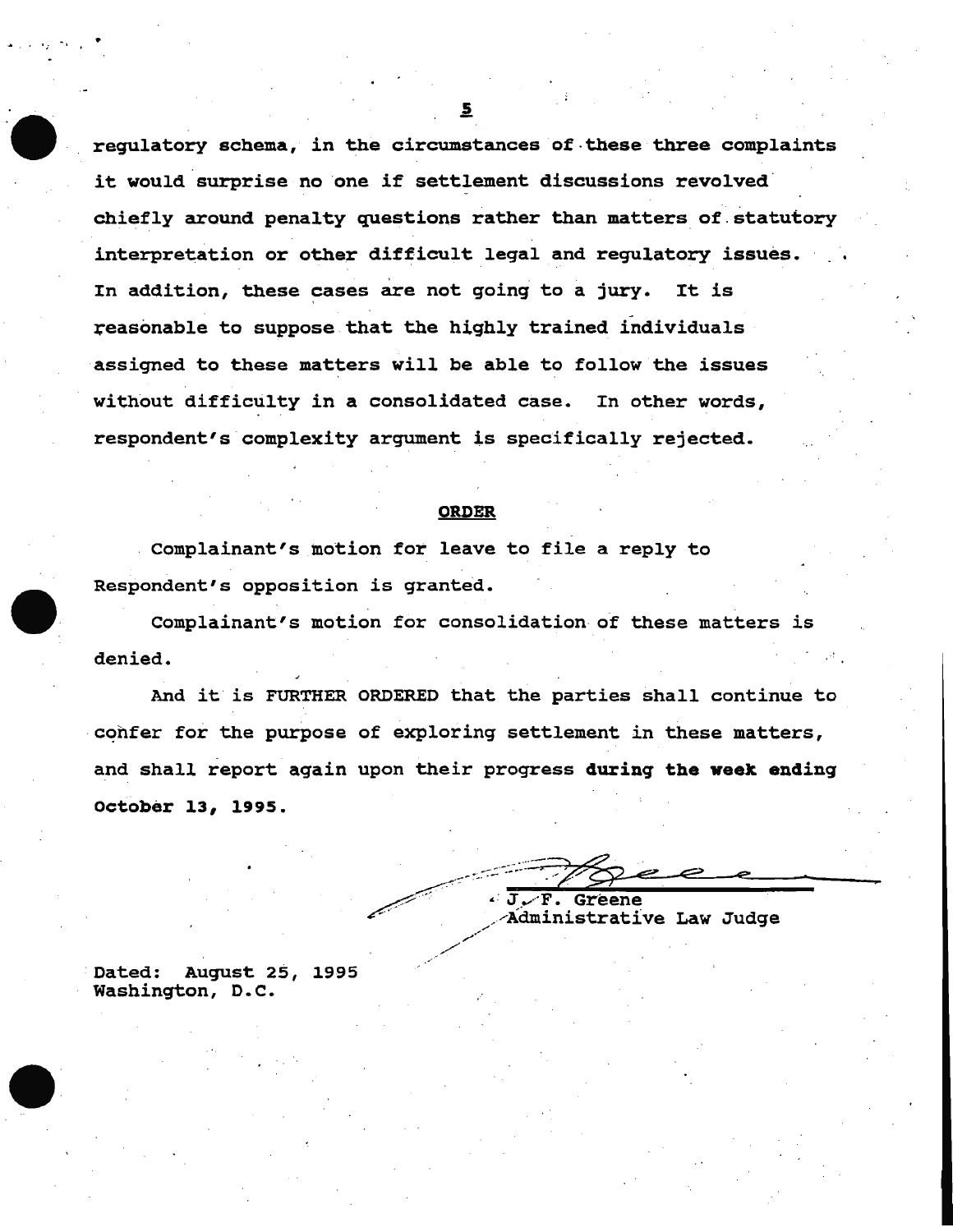regulatory schema, in the circumstances of these three complaints it would surprise no one if settlement discussions revolved chiefly around penalty questions rather than matters of statutory interpretation or other difficult legal and regulatory issues. In addition, these cases are not going to a jury. It is reasonable to suppose that the highly trained individuals assigned to these matters will be able to follow the issues without difficulty in a consolidated case. In other words, respondent's complexity argument is specifically rejected.

## ORDER

Complainant's motion for leave to file a reply to Respondent's opposition is granted.

Complainant's motion for consolidation of these matters is denied.

And it is FURTHER ORDERED that the parties shall continue to confer for the purpose of exploring settlement in these matters, and shall report again upon their progress **during the week ending October 13, 1995.**

J. F. Greene
Administrative Law Judge

Dated: August 25, 1995
Washington, D.C.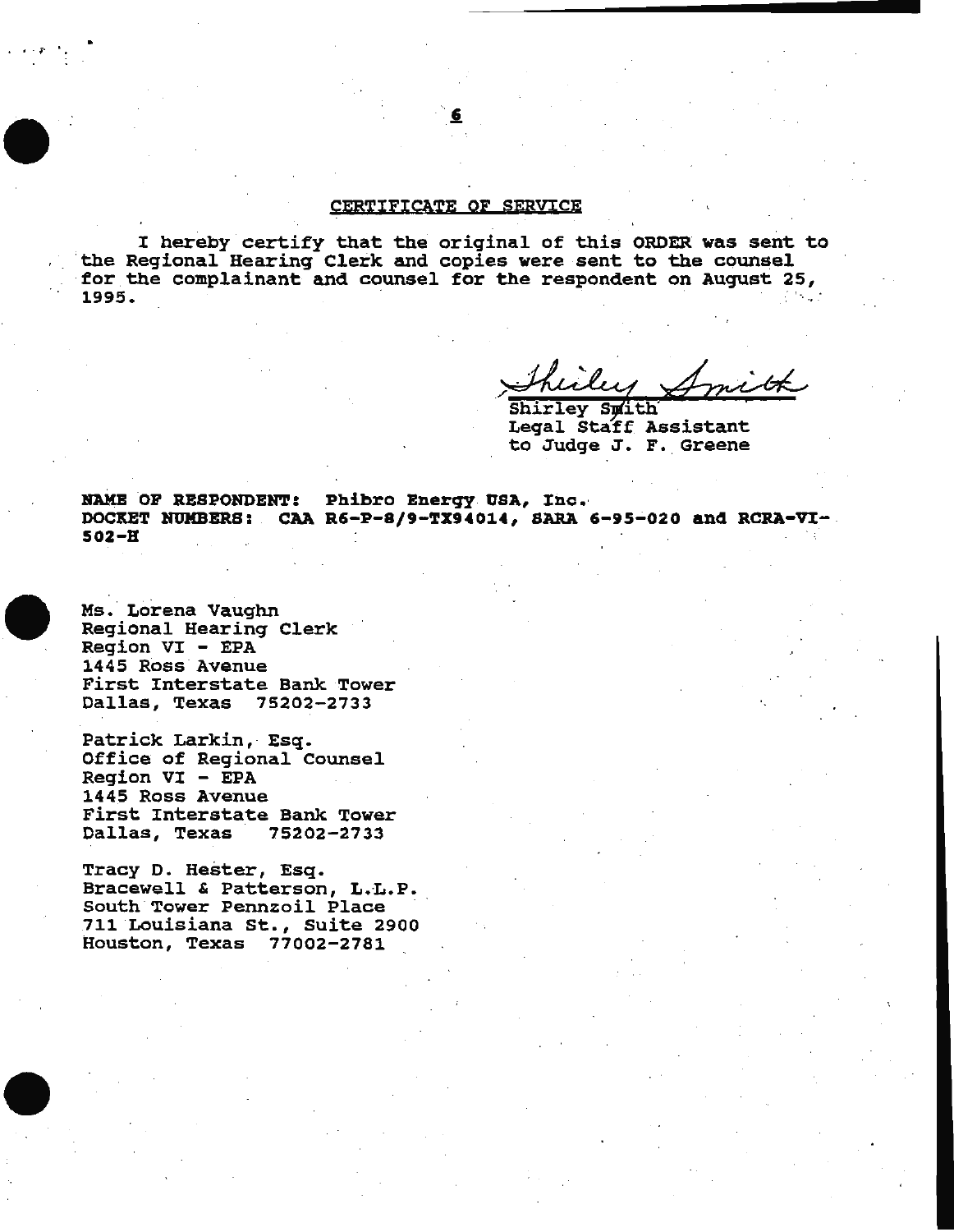CERTIFICATE OF SERVICE

I hereby certify that the original of this ORDER was sent to the Regional Hearing Clerk and copies were sent to the counsel for the complainant and counsel for the respondent on August 25, 1995.

Shirley Smith
Legal Staff Assistant
to Judge J. F. Greene

**NAME OF RESPONDENT:** Phibro Energy USA, Inc.
**DOCKET NUMBERS:** CAA R6-P-8/9-TX94014, SARA 6-95-020 and RCRA-VI-502-H

Ms. Lorena Vaughn
Regional Hearing Clerk
Region VI - EPA
1445 Ross Avenue
First Interstate Bank Tower
Dallas, Texas 75202-2733

Patrick Larkin, Esq.
Office of Regional Counsel
Region VI - EPA
1445 Ross Avenue
First Interstate Bank Tower
Dallas, Texas 75202-2733

Tracy D. Hester, Esq.
Bracewell & Patterson, L.L.P.
South Tower Pennzoil Place
711 Louisiana St., Suite 2900
Houston, Texas 77002-2781